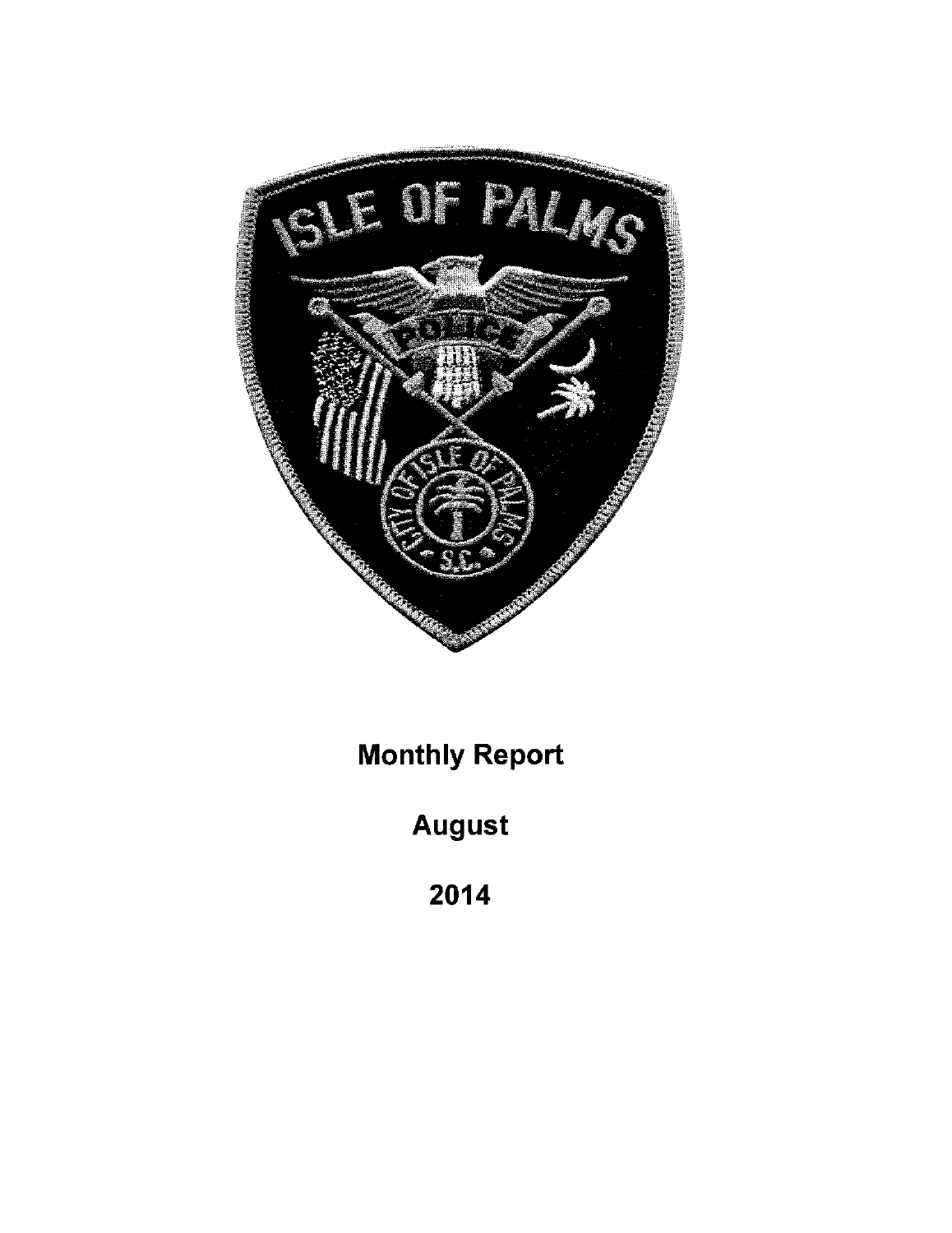# Monthly Report

## August

## 2014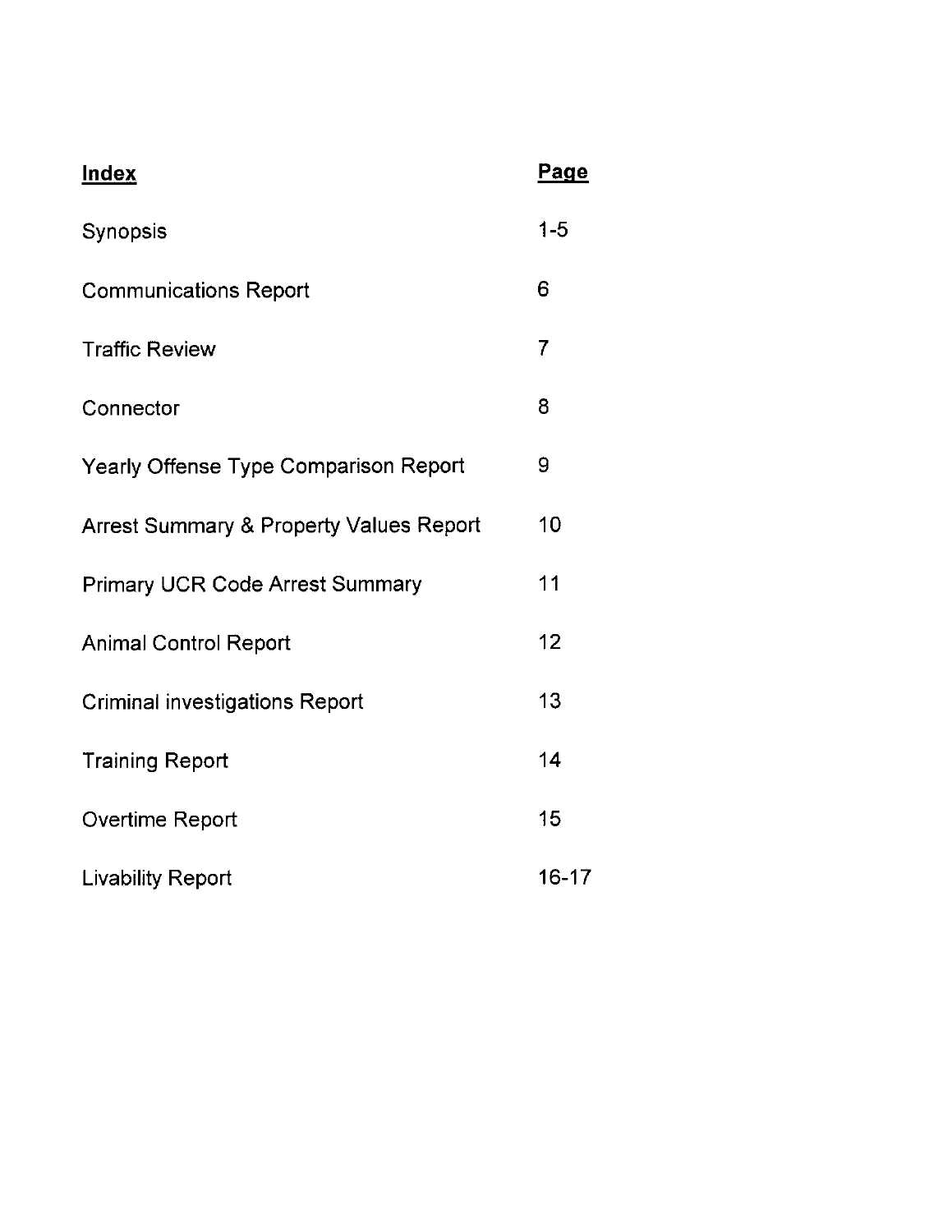| **Index** | **Page** |
|---|---|
| Synopsis | 1-5 |
| Communications Report | 6 |
| Traffic Review | 7 |
| Connector | 8 |
| Yearly Offense Type Comparison Report | 9 |
| Arrest Summary & Property Values Report | 10 |
| Primary UCR Code Arrest Summary | 11 |
| Animal Control Report | 12 |
| Criminal investigations Report | 13 |
| Training Report | 14 |
| Overtime Report | 15 |
| Livability Report | 16-17 |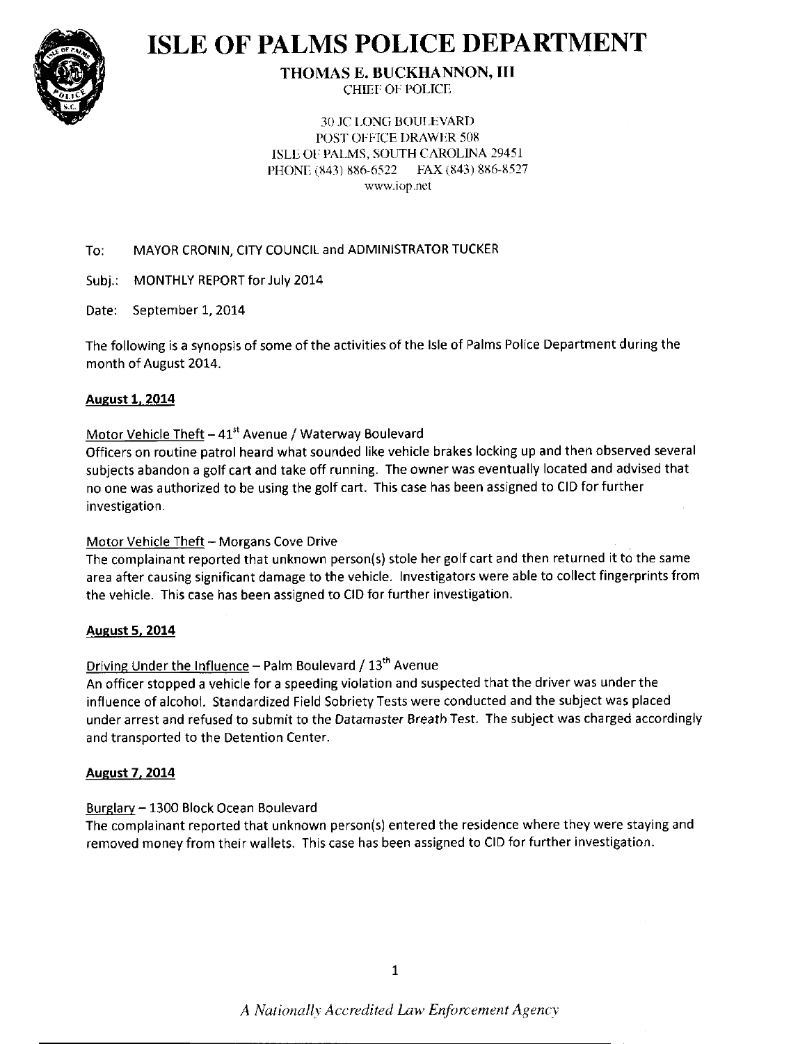# ISLE OF PALMS POLICE DEPARTMENT

**THOMAS E. BUCKHANNON, III**
CHIEF OF POLICE

30 JC LONG BOULEVARD
POST OFFICE DRAWER 508
ISLE OF PALMS, SOUTH CAROLINA 29451
PHONE (843) 886-6522 FAX (843) 886-8527
www.iop.net

To: MAYOR CRONIN, CITY COUNCIL and ADMINISTRATOR TUCKER

Subj.: MONTHLY REPORT for July 2014

Date: September 1, 2014

The following is a synopsis of some of the activities of the Isle of Palms Police Department during the month of August 2014.

**August 1, 2014**

Motor Vehicle Theft – 41st Avenue / Waterway Boulevard
Officers on routine patrol heard what sounded like vehicle brakes locking up and then observed several subjects abandon a golf cart and take off running. The owner was eventually located and advised that no one was authorized to be using the golf cart. This case has been assigned to CID for further investigation.

Motor Vehicle Theft – Morgans Cove Drive
The complainant reported that unknown person(s) stole her golf cart and then returned it to the same area after causing significant damage to the vehicle. Investigators were able to collect fingerprints from the vehicle. This case has been assigned to CID for further investigation.

**August 5, 2014**

Driving Under the Influence – Palm Boulevard / 13th Avenue
An officer stopped a vehicle for a speeding violation and suspected that the driver was under the influence of alcohol. Standardized Field Sobriety Tests were conducted and the subject was placed under arrest and refused to submit to the Datamaster Breath Test. The subject was charged accordingly and transported to the Detention Center.

**August 7, 2014**

Burglary – 1300 Block Ocean Boulevard
The complainant reported that unknown person(s) entered the residence where they were staying and removed money from their wallets. This case has been assigned to CID for further investigation.

*A Nationally Accredited Law Enforcement Agency*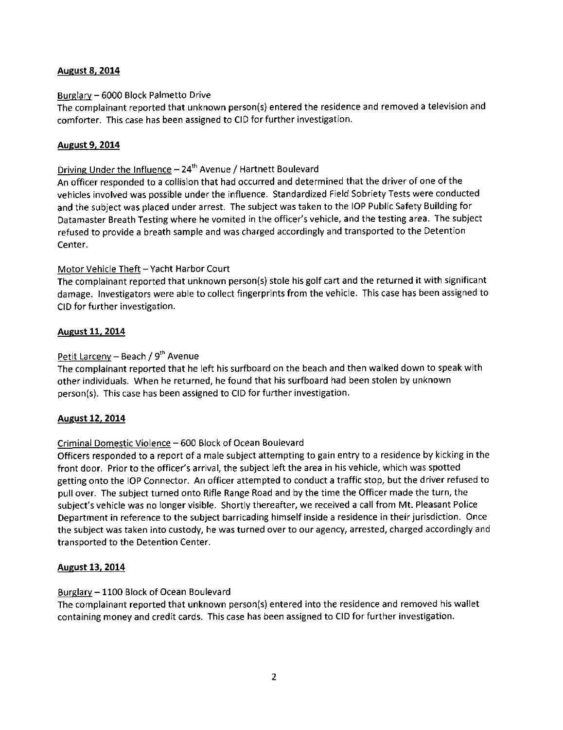**August 8, 2014**

Burglary – 6000 Block Palmetto Drive

The complainant reported that unknown person(s) entered the residence and removed a television and comforter. This case has been assigned to CID for further investigation.

**August 9, 2014**

Driving Under the Influence – 24th Avenue / Hartnett Boulevard

An officer responded to a collision that had occurred and determined that the driver of one of the vehicles involved was possible under the influence. Standardized Field Sobriety Tests were conducted and the subject was placed under arrest. The subject was taken to the IOP Public Safety Building for Datamaster Breath Testing where he vomited in the officer's vehicle, and the testing area. The subject refused to provide a breath sample and was charged accordingly and transported to the Detention Center.

Motor Vehicle Theft – Yacht Harbor Court

The complainant reported that unknown person(s) stole his golf cart and the returned it with significant damage. Investigators were able to collect fingerprints from the vehicle. This case has been assigned to CID for further investigation.

**August 11, 2014**

Petit Larceny – Beach / 9th Avenue

The complainant reported that he left his surfboard on the beach and then walked down to speak with other individuals. When he returned, he found that his surfboard had been stolen by unknown person(s). This case has been assigned to CID for further investigation.

**August 12, 2014**

Criminal Domestic Violence – 600 Block of Ocean Boulevard

Officers responded to a report of a male subject attempting to gain entry to a residence by kicking in the front door. Prior to the officer's arrival, the subject left the area in his vehicle, which was spotted getting onto the IOP Connector. An officer attempted to conduct a traffic stop, but the driver refused to pull over. The subject turned onto Rifle Range Road and by the time the Officer made the turn, the subject's vehicle was no longer visible. Shortly thereafter, we received a call from Mt. Pleasant Police Department in reference to the subject barricading himself inside a residence in their jurisdiction. Once the subject was taken into custody, he was turned over to our agency, arrested, charged accordingly and transported to the Detention Center.

**August 13, 2014**

Burglary – 1100 Block of Ocean Boulevard

The complainant reported that unknown person(s) entered into the residence and removed his wallet containing money and credit cards. This case has been assigned to CID for further investigation.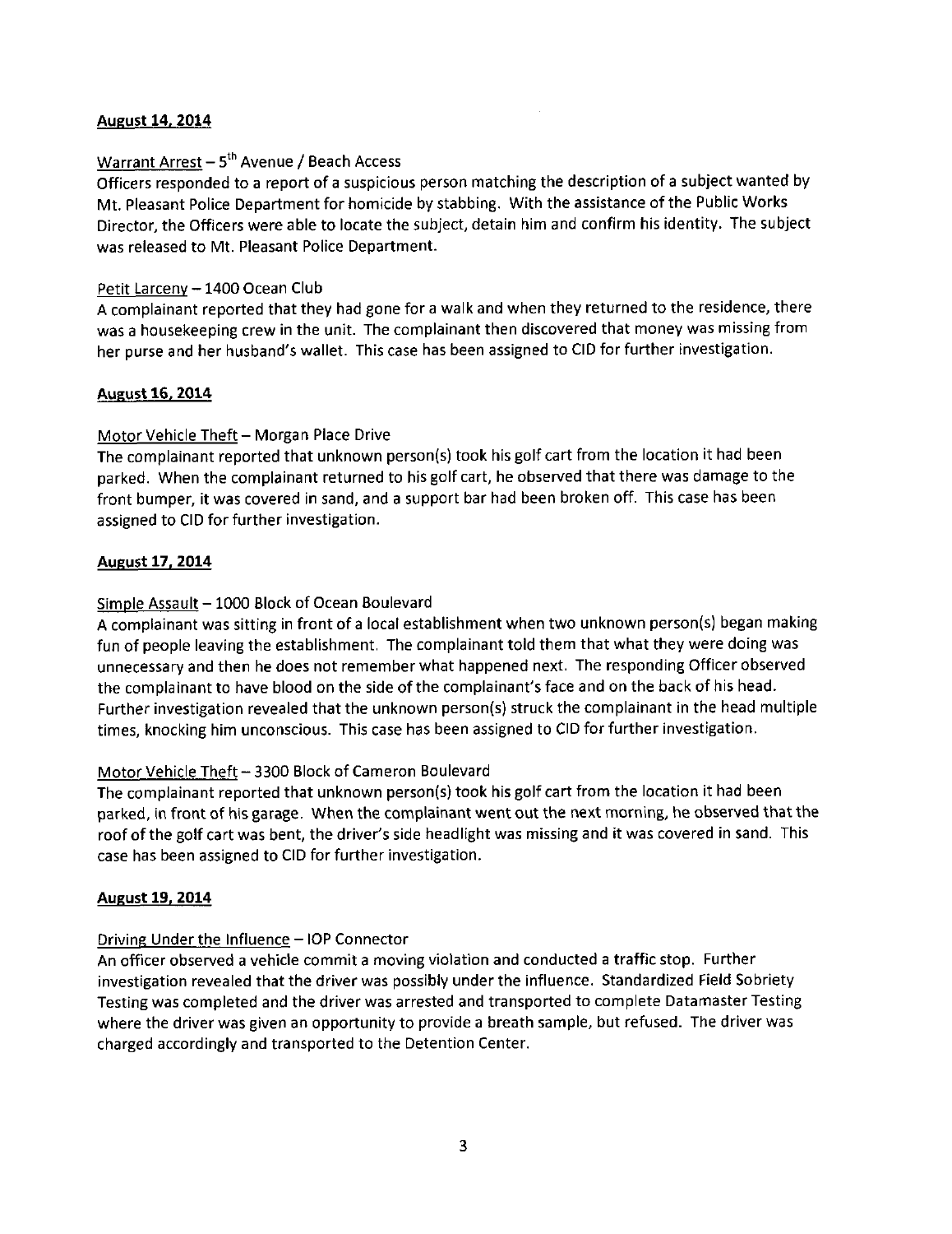**August 14, 2014**

Warrant Arrest – 5th Avenue / Beach Access

Officers responded to a report of a suspicious person matching the description of a subject wanted by Mt. Pleasant Police Department for homicide by stabbing. With the assistance of the Public Works Director, the Officers were able to locate the subject, detain him and confirm his identity. The subject was released to Mt. Pleasant Police Department.

Petit Larceny – 1400 Ocean Club

A complainant reported that they had gone for a walk and when they returned to the residence, there was a housekeeping crew in the unit. The complainant then discovered that money was missing from her purse and her husband's wallet. This case has been assigned to CID for further investigation.

**August 16, 2014**

Motor Vehicle Theft – Morgan Place Drive

The complainant reported that unknown person(s) took his golf cart from the location it had been parked. When the complainant returned to his golf cart, he observed that there was damage to the front bumper, it was covered in sand, and a support bar had been broken off. This case has been assigned to CID for further investigation.

**August 17, 2014**

Simple Assault – 1000 Block of Ocean Boulevard

A complainant was sitting in front of a local establishment when two unknown person(s) began making fun of people leaving the establishment. The complainant told them that what they were doing was unnecessary and then he does not remember what happened next. The responding Officer observed the complainant to have blood on the side of the complainant's face and on the back of his head. Further investigation revealed that the unknown person(s) struck the complainant in the head multiple times, knocking him unconscious. This case has been assigned to CID for further investigation.

Motor Vehicle Theft – 3300 Block of Cameron Boulevard

The complainant reported that unknown person(s) took his golf cart from the location it had been parked, in front of his garage. When the complainant went out the next morning, he observed that the roof of the golf cart was bent, the driver's side headlight was missing and it was covered in sand. This case has been assigned to CID for further investigation.

**August 19, 2014**

Driving Under the Influence – IOP Connector

An officer observed a vehicle commit a moving violation and conducted a traffic stop. Further investigation revealed that the driver was possibly under the influence. Standardized Field Sobriety Testing was completed and the driver was arrested and transported to complete Datamaster Testing where the driver was given an opportunity to provide a breath sample, but refused. The driver was charged accordingly and transported to the Detention Center.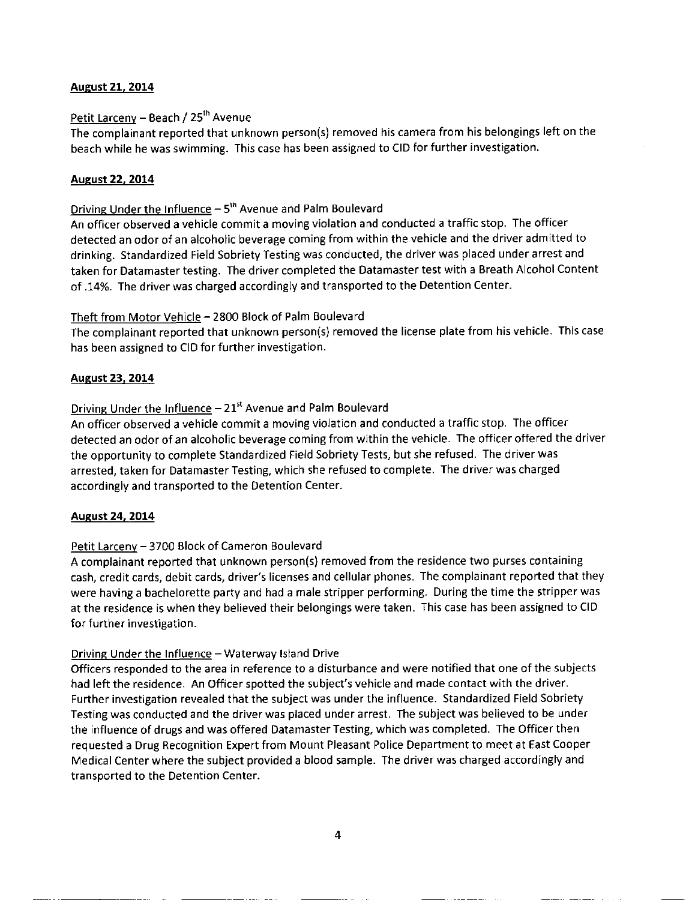**August 21, 2014**

Petit Larceny – Beach / 25th Avenue

The complainant reported that unknown person(s) removed his camera from his belongings left on the beach while he was swimming. This case has been assigned to CID for further investigation.

**August 22, 2014**

Driving Under the Influence – 5th Avenue and Palm Boulevard

An officer observed a vehicle commit a moving violation and conducted a traffic stop. The officer detected an odor of an alcoholic beverage coming from within the vehicle and the driver admitted to drinking. Standardized Field Sobriety Testing was conducted, the driver was placed under arrest and taken for Datamaster testing. The driver completed the Datamaster test with a Breath Alcohol Content of .14%. The driver was charged accordingly and transported to the Detention Center.

Theft from Motor Vehicle – 2800 Block of Palm Boulevard

The complainant reported that unknown person(s) removed the license plate from his vehicle. This case has been assigned to CID for further investigation.

**August 23, 2014**

Driving Under the Influence – 21st Avenue and Palm Boulevard

An officer observed a vehicle commit a moving violation and conducted a traffic stop. The officer detected an odor of an alcoholic beverage coming from within the vehicle. The officer offered the driver the opportunity to complete Standardized Field Sobriety Tests, but she refused. The driver was arrested, taken for Datamaster Testing, which she refused to complete. The driver was charged accordingly and transported to the Detention Center.

**August 24, 2014**

Petit Larceny – 3700 Block of Cameron Boulevard

A complainant reported that unknown person(s) removed from the residence two purses containing cash, credit cards, debit cards, driver's licenses and cellular phones. The complainant reported that they were having a bachelorette party and had a male stripper performing. During the time the stripper was at the residence is when they believed their belongings were taken. This case has been assigned to CID for further investigation.

Driving Under the Influence – Waterway Island Drive

Officers responded to the area in reference to a disturbance and were notified that one of the subjects had left the residence. An Officer spotted the subject's vehicle and made contact with the driver. Further investigation revealed that the subject was under the influence. Standardized Field Sobriety Testing was conducted and the driver was placed under arrest. The subject was believed to be under the influence of drugs and was offered Datamaster Testing, which was completed. The Officer then requested a Drug Recognition Expert from Mount Pleasant Police Department to meet at East Cooper Medical Center where the subject provided a blood sample. The driver was charged accordingly and transported to the Detention Center.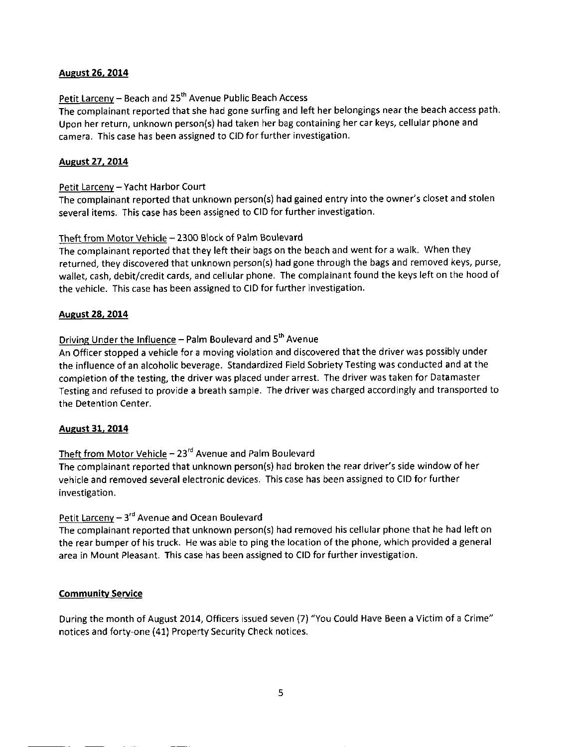**August 26, 2014**

Petit Larceny – Beach and 25th Avenue Public Beach Access
The complainant reported that she had gone surfing and left her belongings near the beach access path. Upon her return, unknown person(s) had taken her bag containing her car keys, cellular phone and camera. This case has been assigned to CID for further investigation.

**August 27, 2014**

Petit Larceny – Yacht Harbor Court
The complainant reported that unknown person(s) had gained entry into the owner's closet and stolen several items. This case has been assigned to CID for further investigation.

Theft from Motor Vehicle – 2300 Block of Palm Boulevard
The complainant reported that they left their bags on the beach and went for a walk. When they returned, they discovered that unknown person(s) had gone through the bags and removed keys, purse, wallet, cash, debit/credit cards, and cellular phone. The complainant found the keys left on the hood of the vehicle. This case has been assigned to CID for further investigation.

**August 28, 2014**

Driving Under the Influence – Palm Boulevard and 5th Avenue
An Officer stopped a vehicle for a moving violation and discovered that the driver was possibly under the influence of an alcoholic beverage. Standardized Field Sobriety Testing was conducted and at the completion of the testing, the driver was placed under arrest. The driver was taken for Datamaster Testing and refused to provide a breath sample. The driver was charged accordingly and transported to the Detention Center.

**August 31, 2014**

Theft from Motor Vehicle – 23rd Avenue and Palm Boulevard
The complainant reported that unknown person(s) had broken the rear driver's side window of her vehicle and removed several electronic devices. This case has been assigned to CID for further investigation.

Petit Larceny – 3rd Avenue and Ocean Boulevard
The complainant reported that unknown person(s) had removed his cellular phone that he had left on the rear bumper of his truck. He was able to ping the location of the phone, which provided a general area in Mount Pleasant. This case has been assigned to CID for further investigation.

**Community Service**

During the month of August 2014, Officers issued seven (7) "You Could Have Been a Victim of a Crime" notices and forty-one (41) Property Security Check notices.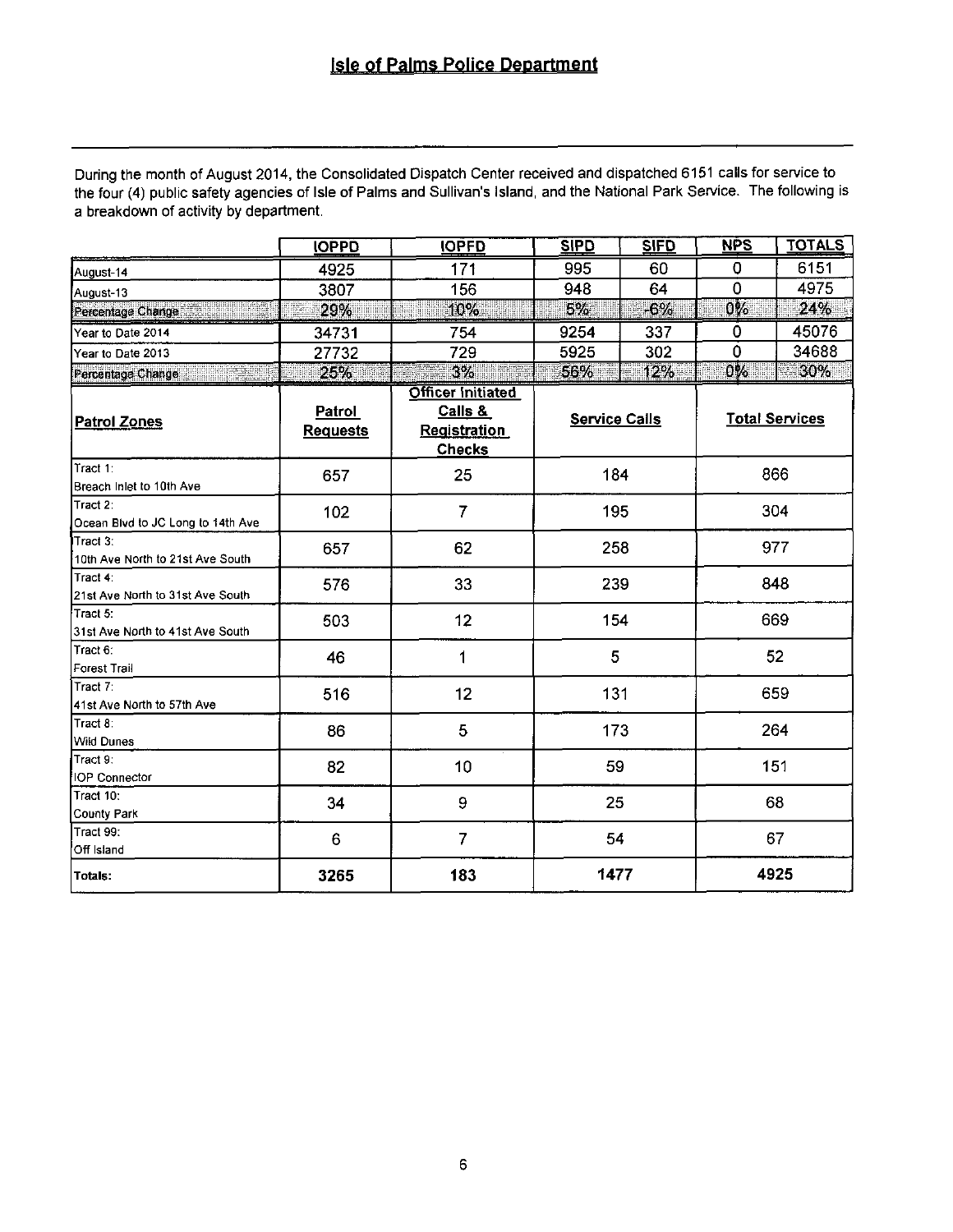## Isle of Palms Police Department

During the month of August 2014, the Consolidated Dispatch Center received and dispatched 6151 calls for service to the four (4) public safety agencies of Isle of Palms and Sullivan's Island, and the National Park Service. The following is a breakdown of activity by department.

| | IOPPD | IOPFD | SIPD | SIFD | NPS | TOTALS |
|---|---|---|---|---|---|---|
| August-14 | 4925 | 171 | 995 | 60 | 0 | 6151 |
| August-13 | 3807 | 156 | 948 | 64 | 0 | 4975 |
| Percentage Change | 29% | 10% | 5% | -6% | 0% | 24% |
| Year to Date 2014 | 34731 | 754 | 9254 | 337 | 0 | 45076 |
| Year to Date 2013 | 27732 | 729 | 5925 | 302 | 0 | 34688 |
| Percentage Change | 25% | 3% | 56% | 12% | 0% | 30% |

| Patrol Zones | Patrol Requests | Officer Initiated Calls & Registration Checks | Service Calls | Total Services |
|---|---|---|---|---|
| Tract 1: Breach Inlet to 10th Ave | 657 | 25 | 184 | 866 |
| Tract 2: Ocean Blvd to JC Long to 14th Ave | 102 | 7 | 195 | 304 |
| Tract 3: 10th Ave North to 21st Ave South | 657 | 62 | 258 | 977 |
| Tract 4: 21st Ave North to 31st Ave South | 576 | 33 | 239 | 848 |
| Tract 5: 31st Ave North to 41st Ave South | 503 | 12 | 154 | 669 |
| Tract 6: Forest Trail | 46 | 1 | 5 | 52 |
| Tract 7: 41st Ave North to 57th Ave | 516 | 12 | 131 | 659 |
| Tract 8: Wild Dunes | 86 | 5 | 173 | 264 |
| Tract 9: IOP Connector | 82 | 10 | 59 | 151 |
| Tract 10: County Park | 34 | 9 | 25 | 68 |
| Tract 99: Off Island | 6 | 7 | 54 | 67 |
| **Totals:** | **3265** | **183** | **1477** | **4925** |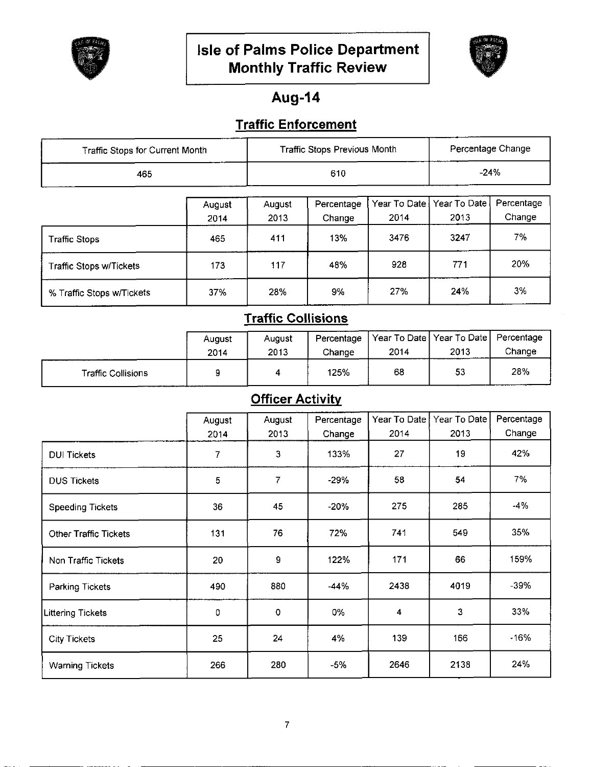# Isle of Palms Police Department
# Monthly Traffic Review

## Aug-14

### Traffic Enforcement

| Traffic Stops for Current Month | Traffic Stops Previous Month | Percentage Change |
|---|---|---|
| 465 | 610 | -24% |

| | August 2014 | August 2013 | Percentage Change | Year To Date 2014 | Year To Date 2013 | Percentage Change |
|---|---|---|---|---|---|---|
| Traffic Stops | 465 | 411 | 13% | 3476 | 3247 | 7% |
| Traffic Stops w/Tickets | 173 | 117 | 48% | 928 | 771 | 20% |
| % Traffic Stops w/Tickets | 37% | 28% | 9% | 27% | 24% | 3% |

### Traffic Collisions

| | August 2014 | August 2013 | Percentage Change | Year To Date 2014 | Year To Date 2013 | Percentage Change |
|---|---|---|---|---|---|---|
| Traffic Collisions | 9 | 4 | 125% | 68 | 53 | 28% |

### Officer Activity

| | August 2014 | August 2013 | Percentage Change | Year To Date 2014 | Year To Date 2013 | Percentage Change |
|---|---|---|---|---|---|---|
| DUI Tickets | 7 | 3 | 133% | 27 | 19 | 42% |
| DUS Tickets | 5 | 7 | -29% | 58 | 54 | 7% |
| Speeding Tickets | 36 | 45 | -20% | 275 | 285 | -4% |
| Other Traffic Tickets | 131 | 76 | 72% | 741 | 549 | 35% |
| Non Traffic Tickets | 20 | 9 | 122% | 171 | 66 | 159% |
| Parking Tickets | 490 | 880 | -44% | 2438 | 4019 | -39% |
| Littering Tickets | 0 | 0 | 0% | 4 | 3 | 33% |
| City Tickets | 25 | 24 | 4% | 139 | 166 | -16% |
| Warning Tickets | 266 | 280 | -5% | 2646 | 2138 | 24% |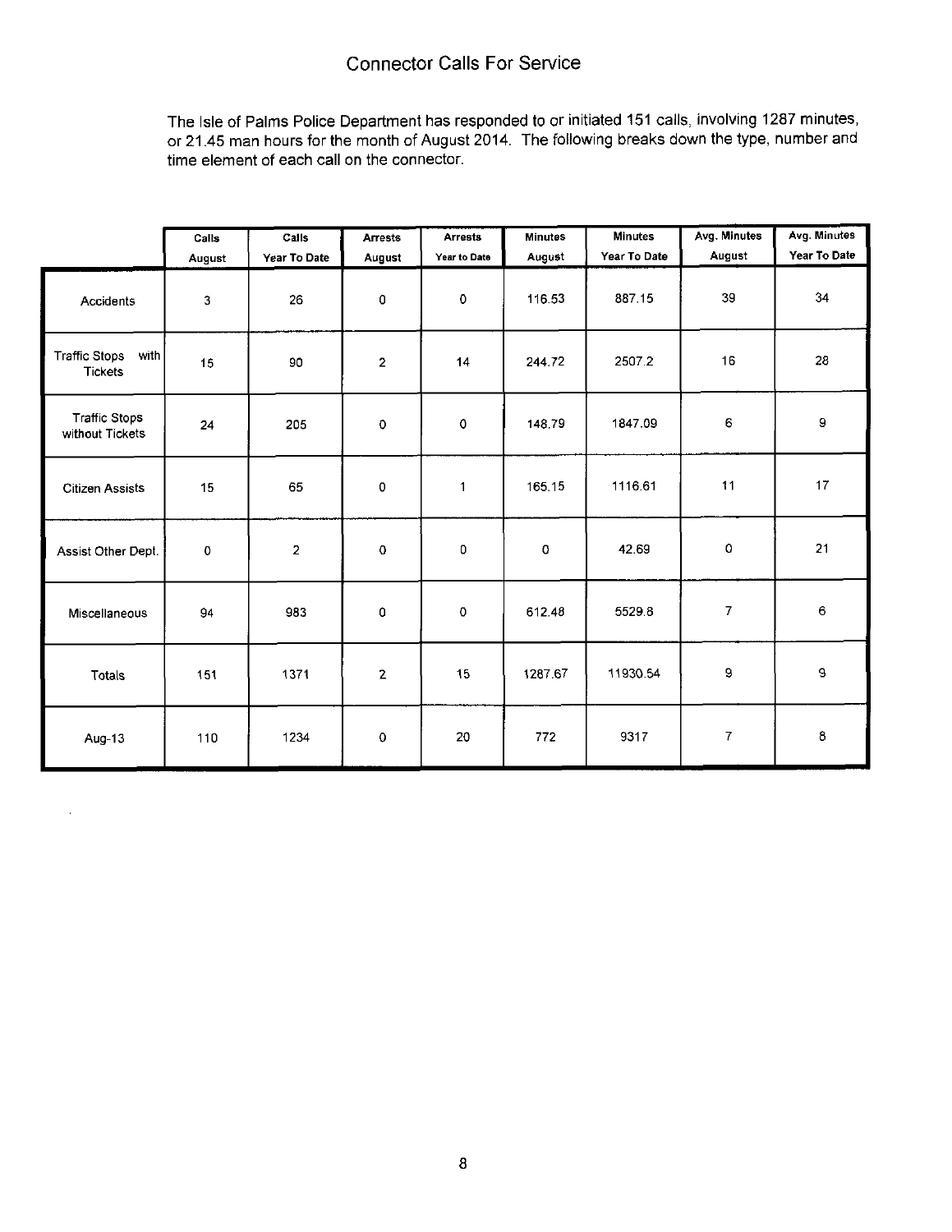# Connector Calls For Service

The Isle of Palms Police Department has responded to or initiated 151 calls, involving 1287 minutes, or 21.45 man hours for the month of August 2014. The following breaks down the type, number and time element of each call on the connector.

| | Calls August | Calls Year To Date | Arrests August | Arrests Year to Date | Minutes August | Minutes Year To Date | Avg. Minutes August | Avg. Minutes Year To Date |
|---|---|---|---|---|---|---|---|---|
| Accidents | 3 | 26 | 0 | 0 | 116.53 | 887.15 | 39 | 34 |
| Traffic Stops with Tickets | 15 | 90 | 2 | 14 | 244.72 | 2507.2 | 16 | 28 |
| Traffic Stops without Tickets | 24 | 205 | 0 | 0 | 148.79 | 1847.09 | 6 | 9 |
| Citizen Assists | 15 | 65 | 0 | 1 | 165.15 | 1116.61 | 11 | 17 |
| Assist Other Dept. | 0 | 2 | 0 | 0 | 0 | 42.69 | 0 | 21 |
| Miscellaneous | 94 | 983 | 0 | 0 | 612.48 | 5529.8 | 7 | 6 |
| Totals | 151 | 1371 | 2 | 15 | 1287.67 | 11930.54 | 9 | 9 |
| Aug-13 | 110 | 1234 | 0 | 20 | 772 | 9317 | 7 | 8 |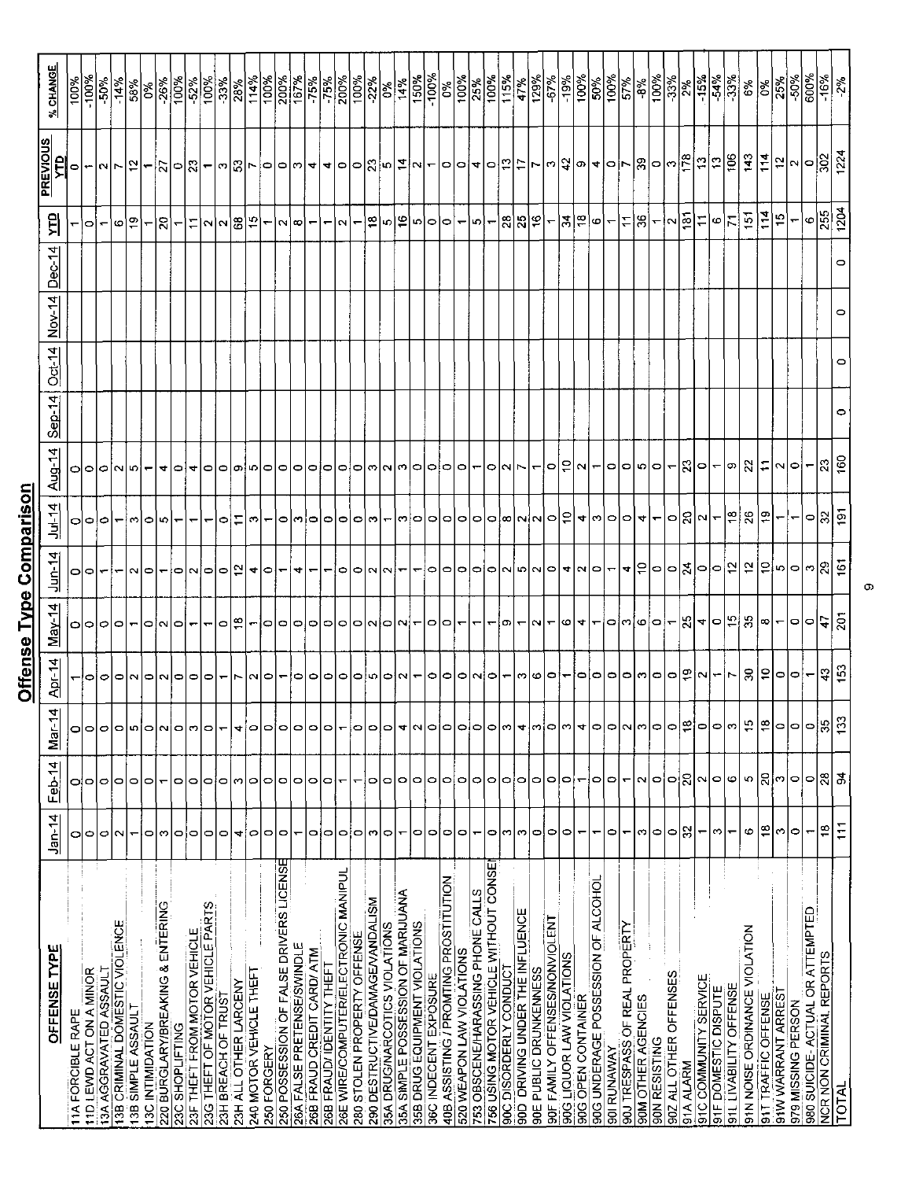# Offense Type Comparison

| OFFENSE TYPE | Jan-14 | Feb-14 | Mar-14 | Apr-14 | May-14 | Jun-14 | Jul-14 | Aug-14 | Sep-14 | Oct-14 | Nov-14 | Dec-14 | YTD | PREVIOUS YTD | % CHANGE |
|---|---|---|---|---|---|---|---|---|---|---|---|---|---|---|---|
| 11A FORCIBLE RAPE | 0 | 0 | 0 | 1 | 0 | 0 | 0 | 0 | | | | | 1 | 0 | 100% |
| 11D LEWD ACT ON A MINOR | 0 | 0 | 0 | 0 | 0 | 0 | 0 | 0 | | | | | 0 | 1 | -100% |
| 13A AGGRAVATED ASSAULT | 0 | 0 | 0 | 0 | 0 | 1 | 0 | 0 | | | | | 1 | 2 | -50% |
| 13B CRIMINAL DOMESTIC VIOLENCE | 2 | 0 | 0 | 0 | 0 | 1 | 1 | 2 | | | | | 6 | 7 | -14% |
| 13B SIMPLE ASSAULT | 1 | 0 | 5 | 2 | 1 | 2 | 3 | 5 | | | | | 19 | 12 | 58% |
| 13C INTIMIDATION | 0 | 0 | 0 | 0 | 0 | 0 | 0 | 1 | | | | | 1 | 1 | 0% |
| 220 BURGLARY/BREAKING & ENTERING | 3 | 1 | 2 | 2 | 2 | 1 | 5 | 4 | | | | | 20 | 27 | -26% |
| 23C SHOPLIFTING | 0 | 0 | 0 | 0 | 0 | 0 | 1 | 0 | | | | | 1 | 0 | 100% |
| 23F THEFT FROM MOTOR VEHICLE | 0 | 0 | 3 | 0 | 1 | 2 | 1 | 4 | | | | | 11 | 23 | -52% |
| 23G THEFT OF MOTOR VEHICLE PARTS | 0 | 0 | 0 | 0 | 1 | 0 | 1 | 0 | | | | | 2 | 1 | 100% |
| 23H BREACH OF TRUST | 0 | 0 | 1 | 1 | 0 | 0 | 0 | 0 | | | | | 2 | 3 | -33% |
| 23H ALL OTHER LARCENY | 4 | 3 | 4 | 7 | 18 | 12 | 11 | 9 | | | | | 68 | 53 | 28% |
| 240 MOTOR VEHICLE THEFT | 0 | 0 | 0 | 2 | 1 | 4 | 3 | 5 | | | | | 15 | 7 | 114% |
| 250 FORGERY | 0 | 0 | 0 | 0 | 0 | 0 | 1 | 0 | | | | | 1 | 0 | 100% |
| 250 POSSESSION OF FALSE DRIVERS LICENSE | 0 | 0 | 0 | 1 | 0 | 1 | 0 | 0 | | | | | 2 | 0 | 200% |
| 26A FALSE PRETENSE/SWINDLE | 1 | 0 | 0 | 0 | 0 | 4 | 3 | 0 | | | | | 8 | 3 | 167% |
| 26B FRAUD CREDIT CARD/ ATM | 0 | 0 | 0 | 0 | 0 | 1 | 0 | 0 | | | | | 1 | 4 | -75% |
| 26B FRAUD/ IDENTITY THEFT | 0 | 0 | 0 | 0 | 0 | 1 | 0 | 0 | | | | | 1 | 4 | -75% |
| 26E WIRE/COMPUTER/ELECTRONIC MANIPUL | 0 | 1 | 1 | 0 | 0 | 0 | 0 | 0 | | | | | 2 | 0 | 200% |
| 280 STOLEN PROPERTY OFFENSE | 0 | 1 | 0 | 0 | 0 | 0 | 0 | 0 | | | | | 1 | 0 | 100% |
| 290 DESTRUCTIVE/DAMAGE/VANDALISM | 3 | 0 | 0 | 5 | 2 | 2 | 3 | 3 | | | | | 18 | 23 | -22% |
| 35A DRUG/NARCOTICS VIOLATIONS | 0 | 0 | 0 | 0 | 0 | 2 | 1 | 2 | | | | | 5 | 5 | 0% |
| 35A SIMPLE POSSESSION OF MARIJUANA | 1 | 0 | 4 | 2 | 2 | 1 | 3 | 3 | | | | | 16 | 14 | 14% |
| 35B DRUG EQUIPMENT VIOLATIONS | 0 | 0 | 2 | 1 | 1 | 1 | 0 | 0 | | | | | 5 | 2 | 150% |
| 36C INDECENT EXPOSURE | 0 | 0 | 0 | 0 | 0 | 0 | 0 | 0 | | | | | 0 | 1 | -100% |
| 40B ASSISTING / PROMITING PROSTITUTION | 0 | 0 | 0 | 0 | 0 | 0 | 0 | 0 | | | | | 0 | 0 | 0% |
| 520 WEAPON LAW VIOLATIONS | 0 | 0 | 0 | 0 | 1 | 0 | 0 | 0 | | | | | 1 | 0 | 100% |
| 753 OBSCENE/HARASSING PHONE CALLS | 1 | 0 | 0 | 2 | 1 | 0 | 0 | 1 | | | | | 5 | 4 | 25% |
| 756 USING MOTOR VEHICLE WITHOUT CONSE | 0 | 0 | 0 | 0 | 1 | 0 | 0 | 0 | | | | | 1 | 0 | 100% |
| 90C DISORDERLY CONDUCT | 3 | 0 | 3 | 1 | 9 | 2 | 8 | 2 | | | | | 28 | 13 | 115% |
| 90D DRIVING UNDER THE INFLUENCE | 3 | 0 | 4 | 3 | 1 | 5 | 2 | 7 | | | | | 25 | 17 | 47% |
| 90E PUBLIC DRUNKENNESS | 0 | 0 | 3 | 6 | 2 | 2 | 2 | 1 | | | | | 16 | 7 | 129% |
| 90F FAMILY OFFENSES/NONVIOLENT | 0 | 0 | 0 | 0 | 1 | 0 | 0 | 0 | | | | | 1 | 3 | -67% |
| 90G LIQUOR LAW VIOLATIONS | 0 | 0 | 3 | 1 | 6 | 4 | 10 | 10 | | | | | 34 | 42 | -19% |
| 90G OPEN CONTAINER | 1 | 1 | 4 | 0 | 4 | 2 | 4 | 2 | | | | | 18 | 9 | 100% |
| 90G UNDERAGE POSSESSION OF ALCOHOL | 1 | 0 | 0 | 0 | 1 | 0 | 3 | 1 | | | | | 6 | 4 | 50% |
| 90I RUNAWAY | 0 | 0 | 0 | 0 | 0 | 1 | 0 | 0 | | | | | 1 | 0 | 100% |
| 90J TRESPASS OF REAL PROPERTY | 1 | 1 | 2 | 0 | 3 | 4 | 0 | 0 | | | | | 11 | 7 | 57% |
| 90M OTHER AGENCIES | 3 | 2 | 3 | 3 | 6 | 10 | 4 | 5 | | | | | 36 | 39 | -8% |
| 90N RESISTING | 0 | 0 | 0 | 0 | 0 | 0 | 1 | 0 | | | | | 1 | 0 | 100% |
| 90Z ALL OTHER OFFENSES | 0 | 0 | 0 | 0 | 1 | 0 | 0 | 1 | | | | | 2 | 3 | -33% |
| 91A ALARM | 32 | 20 | 18 | 19 | 25 | 24 | 20 | 23 | | | | | 181 | 178 | 2% |
| 91C COMMUNITY SERVICE | 1 | 2 | 0 | 2 | 4 | 0 | 2 | 0 | | | | | 11 | 13 | -15% |
| 91F DOMESTIC DISPUTE | 3 | 0 | 0 | 1 | 0 | 0 | 1 | 1 | | | | | 6 | 13 | -54% |
| 91L LIVABILITY OFFENSE | 1 | 6 | 3 | 7 | 15 | 12 | 18 | 9 | | | | | 71 | 106 | -33% |
| 91N NOISE ORDINANCE VIOLATION | 6 | 5 | 15 | 30 | 35 | 12 | 26 | 22 | | | | | 151 | 143 | 6% |
| 91T TRAFFIC OFFENSE | 18 | 20 | 18 | 10 | 8 | 10 | 19 | 11 | | | | | 114 | 114 | 0% |
| 91W WARRANT ARREST | 3 | 3 | 0 | 0 | 1 | 5 | 1 | 2 | | | | | 15 | 12 | 25% |
| 979 MISSING PERSON | 0 | 0 | 0 | 0 | 0 | 0 | 1 | 0 | | | | | 1 | 2 | -50% |
| 980 SUICIDE- ACTUAL OR ATTEMPTED | 1 | 0 | 0 | 1 | 0 | 3 | 0 | 1 | | | | | 6 | 1 | 600% |
| NCR NON CRIMINAL REPORTS | 18 | 28 | 35 | 43 | 47 | 29 | 32 | 23 | | | | | 255 | 302 | -16% |
| TOTAL | 111 | 94 | 133 | 153 | 201 | 161 | 191 | 160 | 0 | 0 | 0 | 0 | 1204 | 1224 | -2% |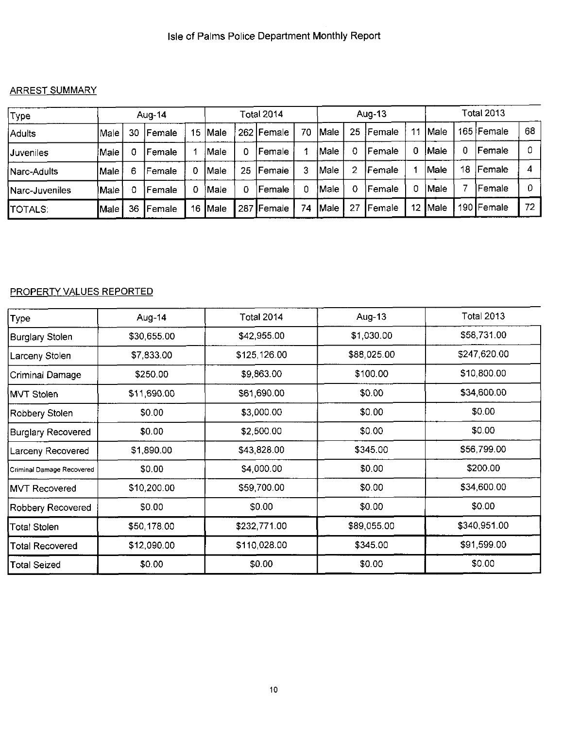# Isle of Palms Police Department Monthly Report

## ARREST SUMMARY

| Type | Aug-14 | | | | Total 2014 | | | | Aug-13 | | | | Total 2013 | | | |
|---|---|---|---|---|---|---|---|---|---|---|---|---|---|---|---|---|
| Adults | Male | 30 | Female | 15 | Male | 262 | Female | 70 | Male | 25 | Female | 11 | Male | 165 | Female | 68 |
| Juveniles | Male | 0 | Female | 1 | Male | 0 | Female | 1 | Male | 0 | Female | 0 | Male | 0 | Female | 0 |
| Narc-Adults | Male | 6 | Female | 0 | Male | 25 | Female | 3 | Male | 2 | Female | 1 | Male | 18 | Female | 4 |
| Narc-Juveniles | Male | 0 | Female | 0 | Male | 0 | Female | 0 | Male | 0 | Female | 0 | Male | 7 | Female | 0 |
| TOTALS: | Male | 36 | Female | 16 | Male | 287 | Female | 74 | Male | 27 | Female | 12 | Male | 190 | Female | 72 |

## PROPERTY VALUES REPORTED

| Type | Aug-14 | Total 2014 | Aug-13 | Total 2013 |
|---|---|---|---|---|
| Burglary Stolen | $30,655.00 | $42,955.00 | $1,030.00 | $58,731.00 |
| Larceny Stolen | $7,833.00 | $125,126.00 | $88,025.00 | $247,620.00 |
| Criminal Damage | $250.00 | $9,863.00 | $100.00 | $10,800.00 |
| MVT Stolen | $11,690.00 | $61,690.00 | $0.00 | $34,600.00 |
| Robbery Stolen | $0.00 | $3,000.00 | $0.00 | $0.00 |
| Burglary Recovered | $0.00 | $2,500.00 | $0.00 | $0.00 |
| Larceny Recovered | $1,890.00 | $43,828.00 | $345.00 | $56,799.00 |
| Criminal Damage Recovered | $0.00 | $4,000.00 | $0.00 | $200.00 |
| MVT Recovered | $10,200.00 | $59,700.00 | $0.00 | $34,600.00 |
| Robbery Recovered | $0.00 | $0.00 | $0.00 | $0.00 |
| Total Stolen | $50,178.00 | $232,771.00 | $89,055.00 | $340,951.00 |
| Total Recovered | $12,090.00 | $110,028.00 | $345.00 | $91,599.00 |
| Total Seized | $0.00 | $0.00 | $0.00 | $0.00 |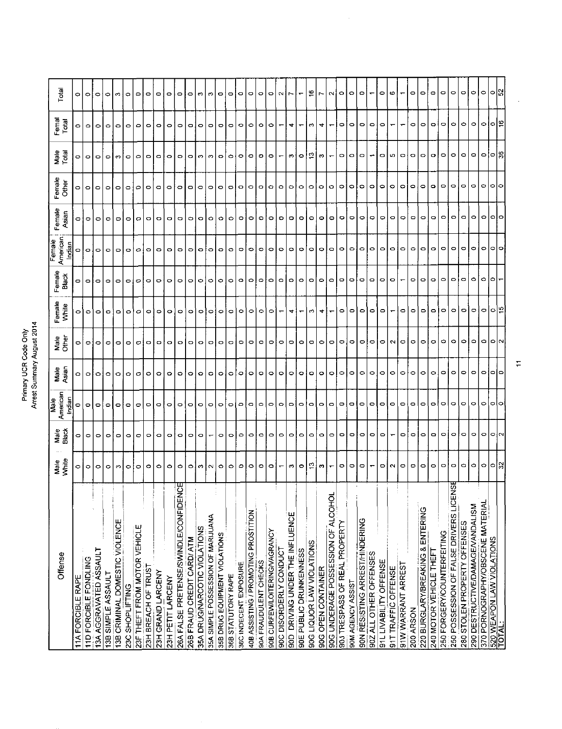# Primary UCR Code Only
## Arrest Summary August 2014

| Offense | Male White | Male Black | Male American Indian | Male Asian | Male Other | Female White | Female Black | Female American Indian | Female Asian | Female Other | Male Total | Femal Total | Total |
|---|---|---|---|---|---|---|---|---|---|---|---|---|---|
| 11A FORCIBLE RAPE | 0 | 0 | 0 | 0 | 0 | 0 | 0 | 0 | 0 | 0 | 0 | 0 | 0 |
| 11D FORCIBLE FONDLING | 0 | 0 | 0 | 0 | 0 | 0 | 0 | 0 | 0 | 0 | 0 | 0 | 0 |
| 13A AGGRAVATED ASSAULT | 0 | 0 | 0 | 0 | 0 | 0 | 0 | 0 | 0 | 0 | 0 | 0 | 0 |
| 13B SIMPLE ASSAULT | 0 | 0 | 0 | 0 | 0 | 0 | 0 | 0 | 0 | 0 | 0 | 0 | 0 |
| 13B CRIMINAL DOMESTIC VIOLENCE | 3 | 0 | 0 | 0 | 0 | 0 | 0 | 0 | 0 | 0 | 3 | 0 | 3 |
| 23C SHOPLIFTING | 0 | 0 | 0 | 0 | 0 | 0 | 0 | 0 | 0 | 0 | 0 | 0 | 0 |
| 23F THEFT FROM MOTOR VEHICLE | 0 | 0 | 0 | 0 | 0 | 0 | 0 | 0 | 0 | 0 | 0 | 0 | 0 |
| 23H BREACH OF TRUST | 0 | 0 | 0 | 0 | 0 | 0 | 0 | 0 | 0 | 0 | 0 | 0 | 0 |
| 23H GRAND LARCENY | 0 | 0 | 0 | 0 | 0 | 0 | 0 | 0 | 0 | 0 | 0 | 0 | 0 |
| 23H PETIT LARCENY | 0 | 0 | 0 | 0 | 0 | 0 | 0 | 0 | 0 | 0 | 0 | 0 | 0 |
| 26A FALSE PRETENSE/SWINDLE/CONFIDENCE | 0 | 0 | 0 | 0 | 0 | 0 | 0 | 0 | 0 | 0 | 0 | 0 | 0 |
| 26B FRAUD CREDIT CARD/ ATM | 0 | 0 | 0 | 0 | 0 | 0 | 0 | 0 | 0 | 0 | 0 | 0 | 0 |
| 35A DRUG/NARCOTIC VIOLATIONS | 3 | 0 | 0 | 0 | 0 | 0 | 0 | 0 | 0 | 0 | 3 | 0 | 3 |
| 35A SIMPLE POSSESSION OF MARIJUANA | 2 | 1 | 0 | 0 | 0 | 0 | 0 | 0 | 0 | 0 | 3 | 0 | 3 |
| 35B DRUG EQUIPMENT VIOLATIONS | 0 | 0 | 0 | 0 | 0 | 0 | 0 | 0 | 0 | 0 | 0 | 0 | 0 |
| 36B STATUTORY RAPE | 0 | 0 | 0 | 0 | 0 | 0 | 0 | 0 | 0 | 0 | 0 | 0 | 0 |
| 36C INDECENT EXPOSURE | 0 | 0 | 0 | 0 | 0 | 0 | 0 | 0 | 0 | 0 | 0 | 0 | 0 |
| 40B ASSISTING / PROMOTING PROSTITION | 0 | 0 | 0 | 0 | 0 | 0 | 0 | 0 | 0 | 0 | 0 | 0 | 0 |
| 90A FRAUDULENT CHECKS | 0 | 0 | 0 | 0 | 0 | 0 | 0 | 0 | 0 | 0 | 0 | 0 | 0 |
| 90B CURFEW/LOITERING/VAGRANCY | 0 | 0 | 0 | 0 | 0 | 0 | 0 | 0 | 0 | 0 | 0 | 0 | 0 |
| 90C DISORDERLY CONDUCT | 1 | 0 | 0 | 0 | 0 | 1 | 0 | 0 | 0 | 0 | 1 | 1 | 2 |
| 90D DRIVING UNDER THE INFLUENCE | 3 | 0 | 0 | 0 | 0 | 4 | 0 | 0 | 0 | 0 | 3 | 4 | 7 |
| 90E PUBLIC DRUNKENNESS | 0 | 0 | 0 | 0 | 0 | 1 | 0 | 0 | 0 | 0 | 0 | 1 | 1 |
| 90G LIQUOR LAW VIOLATIONS | 13 | 0 | 0 | 0 | 0 | 3 | 0 | 0 | 0 | 0 | 13 | 3 | 16 |
| 90G OPEN CONTAINER | 3 | 0 | 0 | 0 | 0 | 4 | 0 | 0 | 0 | 0 | 3 | 4 | 7 |
| 90G UNDERAGE POSSESSION OF ALCOHOL | 1 | 0 | 0 | 0 | 0 | 1 | 0 | 0 | 0 | 0 | 1 | 1 | 2 |
| 90J TRESPASS OF REAL PROPERTY | 0 | 0 | 0 | 0 | 0 | 0 | 0 | 0 | 0 | 0 | 0 | 0 | 0 |
| 90M AGENCY ASSIST | 0 | 0 | 0 | 0 | 0 | 0 | 0 | 0 | 0 | 0 | 0 | 0 | 0 |
| 90N RESISTING ARREST/HINDERING | 0 | 0 | 0 | 0 | 0 | 0 | 0 | 0 | 0 | 0 | 0 | 0 | 0 |
| 90Z ALL OTHER OFFENSES | 1 | 0 | 0 | 0 | 0 | 0 | 0 | 0 | 0 | 0 | 1 | 0 | 1 |
| 91L LIVABILITY OFFENSE | 0 | 0 | 0 | 0 | 0 | 0 | 0 | 0 | 0 | 0 | 0 | 0 | 0 |
| 91T TRAFFIC OFFENSE | 2 | 1 | 0 | 0 | 2 | 1 | 0 | 0 | 0 | 0 | 5 | 1 | 6 |
| 91W WARRANT ARREST | 0 | 0 | 0 | 0 | 0 | 0 | 1 | 0 | 0 | 0 | 0 | 1 | 1 |
| 200 ARSON | 0 | 0 | 0 | 0 | 0 | 0 | 0 | 0 | 0 | 0 | 0 | 0 | 0 |
| 220 BURGLARY/BREAKING & ENTERING | 0 | 0 | 0 | 0 | 0 | 0 | 0 | 0 | 0 | 0 | 0 | 0 | 0 |
| 240 MOTOR VEHICLE THEFT | 0 | 0 | 0 | 0 | 0 | 0 | 0 | 0 | 0 | 0 | 0 | 0 | 0 |
| 250 FORGERY/COUNTERFEITING | 0 | 0 | 0 | 0 | 0 | 0 | 0 | 0 | 0 | 0 | 0 | 0 | 0 |
| 250 POSSESSION OF FALSE DRIVERS LICENSE | 0 | 0 | 0 | 0 | 0 | 0 | 0 | 0 | 0 | 0 | 0 | 0 | 0 |
| 280 STOLEN PROPERTY OFFENSES | 0 | 0 | 0 | 0 | 0 | 0 | 0 | 0 | 0 | 0 | 0 | 0 | 0 |
| 290 DESTRUCTIVE/DAMAGE/VANDALISM | 0 | 0 | 0 | 0 | 0 | 0 | 0 | 0 | 0 | 0 | 0 | 0 | 0 |
| 370 PORNOGRAPHY/OBSCENE MATERIAL | 0 | 0 | 0 | 0 | 0 | 0 | 0 | 0 | 0 | 0 | 0 | 0 | 0 |
| 520 WEAPON LAW VIOLATIONS | 0 | 0 | 0 | 0 | 0 | 0 | 0 | 0 | 0 | 0 | 0 | 0 | 0 |
| TOTAL: | 32 | 2 | 0 | 0 | 2 | 15 | 1 | 0 | 0 | 0 | 36 | 16 | 52 |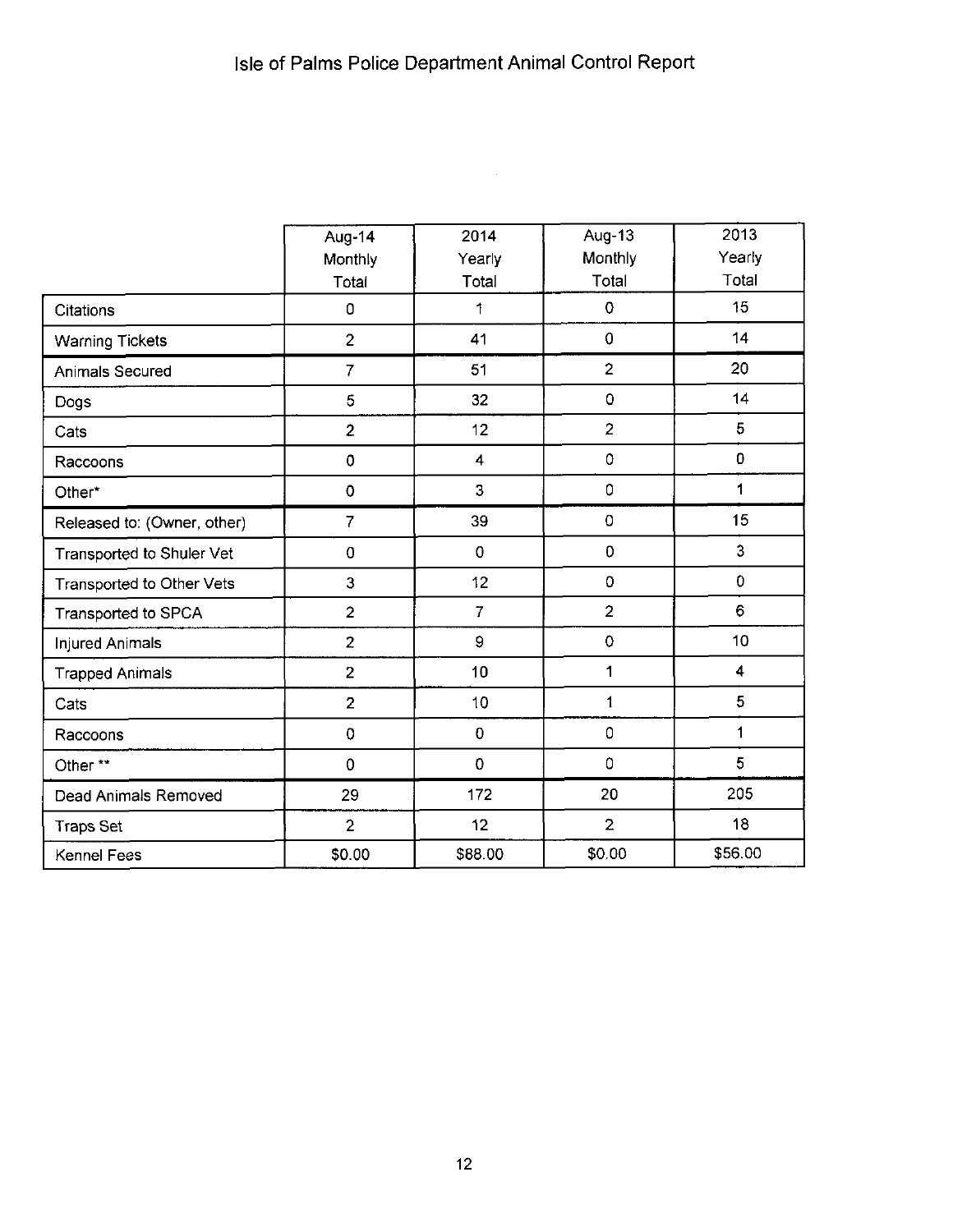# Isle of Palms Police Department Animal Control Report

| | Aug-14 Monthly Total | 2014 Yearly Total | Aug-13 Monthly Total | 2013 Yearly Total |
|---|---|---|---|---|
| Citations | 0 | 1 | 0 | 15 |
| Warning Tickets | 2 | 41 | 0 | 14 |
| Animals Secured | 7 | 51 | 2 | 20 |
| Dogs | 5 | 32 | 0 | 14 |
| Cats | 2 | 12 | 2 | 5 |
| Raccoons | 0 | 4 | 0 | 0 |
| Other* | 0 | 3 | 0 | 1 |
| Released to: (Owner, other) | 7 | 39 | 0 | 15 |
| Transported to Shuler Vet | 0 | 0 | 0 | 3 |
| Transported to Other Vets | 3 | 12 | 0 | 0 |
| Transported to SPCA | 2 | 7 | 2 | 6 |
| Injured Animals | 2 | 9 | 0 | 10 |
| Trapped Animals | 2 | 10 | 1 | 4 |
| Cats | 2 | 10 | 1 | 5 |
| Raccoons | 0 | 0 | 0 | 1 |
| Other ** | 0 | 0 | 0 | 5 |
| Dead Animals Removed | 29 | 172 | 20 | 205 |
| Traps Set | 2 | 12 | 2 | 18 |
| Kennel Fees | $0.00 | $88.00 | $0.00 | $56.00 |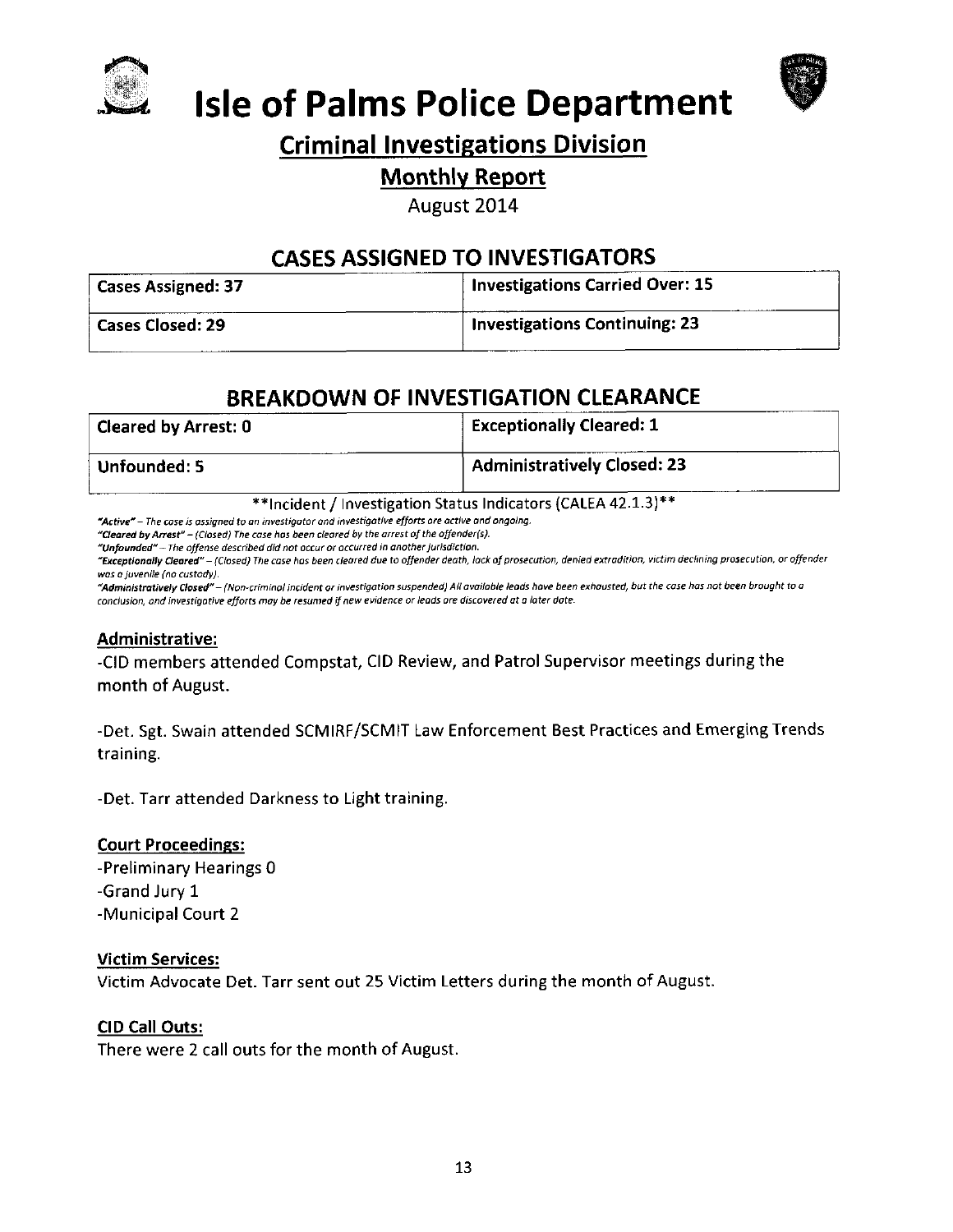# Isle of Palms Police Department

## Criminal Investigations Division

### Monthly Report

August 2014

## CASES ASSIGNED TO INVESTIGATORS

| Cases Assigned: 37 | Investigations Carried Over: 15 |
|---|---|
| Cases Closed: 29 | Investigations Continuing: 23 |

## BREAKDOWN OF INVESTIGATION CLEARANCE

| Cleared by Arrest: 0 | Exceptionally Cleared: 1 |
|---|---|
| Unfounded: 5 | Administratively Closed: 23 |

**Incident / Investigation Status Indicators (CALEA 42.1.3)**

*"Active" – The case is assigned to an investigator and investigative efforts are active and ongoing.*
*"Cleared by Arrest" – (Closed) The case has been cleared by the arrest of the offender(s).*
*"Unfounded" – The offense described did not occur or occurred in another jurisdiction.*
*"Exceptionally Cleared" – (Closed) The case has been cleared due to offender death, lack of prosecution, denied extradition, victim declining prosecution, or offender was a juvenile (no custody).*
*"Administratively Closed" – (Non-criminal incident or investigation suspended) All available leads have been exhausted, but the case has not been brought to a conclusion, and investigative efforts may be resumed if new evidence or leads are discovered at a later date.*

**Administrative:**

-CID members attended Compstat, CID Review, and Patrol Supervisor meetings during the month of August.

-Det. Sgt. Swain attended SCMIRF/SCMIT Law Enforcement Best Practices and Emerging Trends training.

-Det. Tarr attended Darkness to Light training.

**Court Proceedings:**

-Preliminary Hearings 0
-Grand Jury 1
-Municipal Court 2

**Victim Services:**

Victim Advocate Det. Tarr sent out 25 Victim Letters during the month of August.

**CID Call Outs:**

There were 2 call outs for the month of August.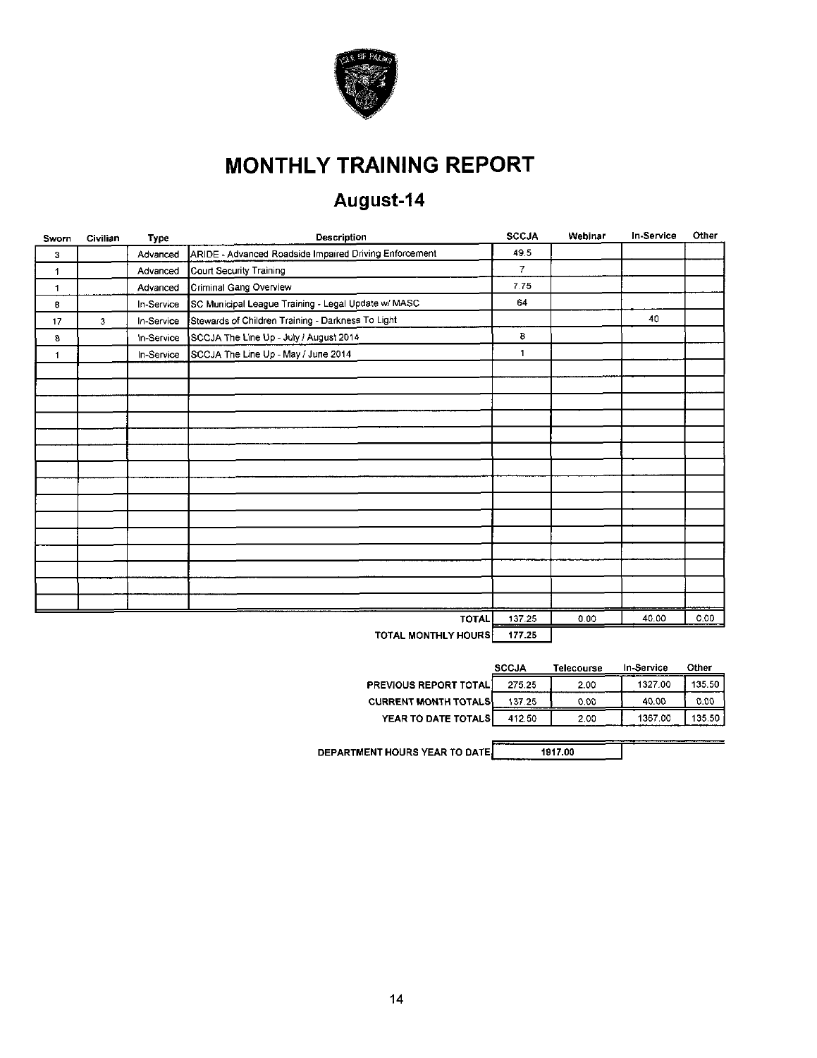# MONTHLY TRAINING REPORT

## August-14

| Sworn | Civilian | Type | Description | SCCJA | Webinar | In-Service | Other |
|---|---|---|---|---|---|---|---|
| 3 | | Advanced | ARIDE - Advanced Roadside Impaired Driving Enforcement | 49.5 | | | |
| 1 | | Advanced | Court Security Training | 7 | | | |
| 1 | | Advanced | Criminal Gang Overview | 7.75 | | | |
| 8 | | In-Service | SC Municipal League Training - Legal Update w/ MASC | 64 | | | |
| 17 | 3 | In-Service | Stewards of Children Training - Darkness To Light | | | 40 | |
| 8 | | In-Service | SCCJA The Line Up - July / August 2014 | 8 | | | |
| 1 | | In-Service | SCCJA The Line Up - May / June 2014 | 1 | | | |
| | | | **TOTAL** | 137.25 | 0.00 | 40.00 | 0.00 |
| | | | **TOTAL MONTHLY HOURS** | 177.25 | | | |

| | SCCJA | Telecourse | In-Service | Other |
|---|---|---|---|---|
| **PREVIOUS REPORT TOTAL** | 275.25 | 2.00 | 1327.00 | 135.50 |
| **CURRENT MONTH TOTALS** | 137.25 | 0.00 | 40.00 | 0.00 |
| **YEAR TO DATE TOTALS** | 412.50 | 2.00 | 1367.00 | 135.50 |

**DEPARTMENT HOURS YEAR TO DATE** 1917.00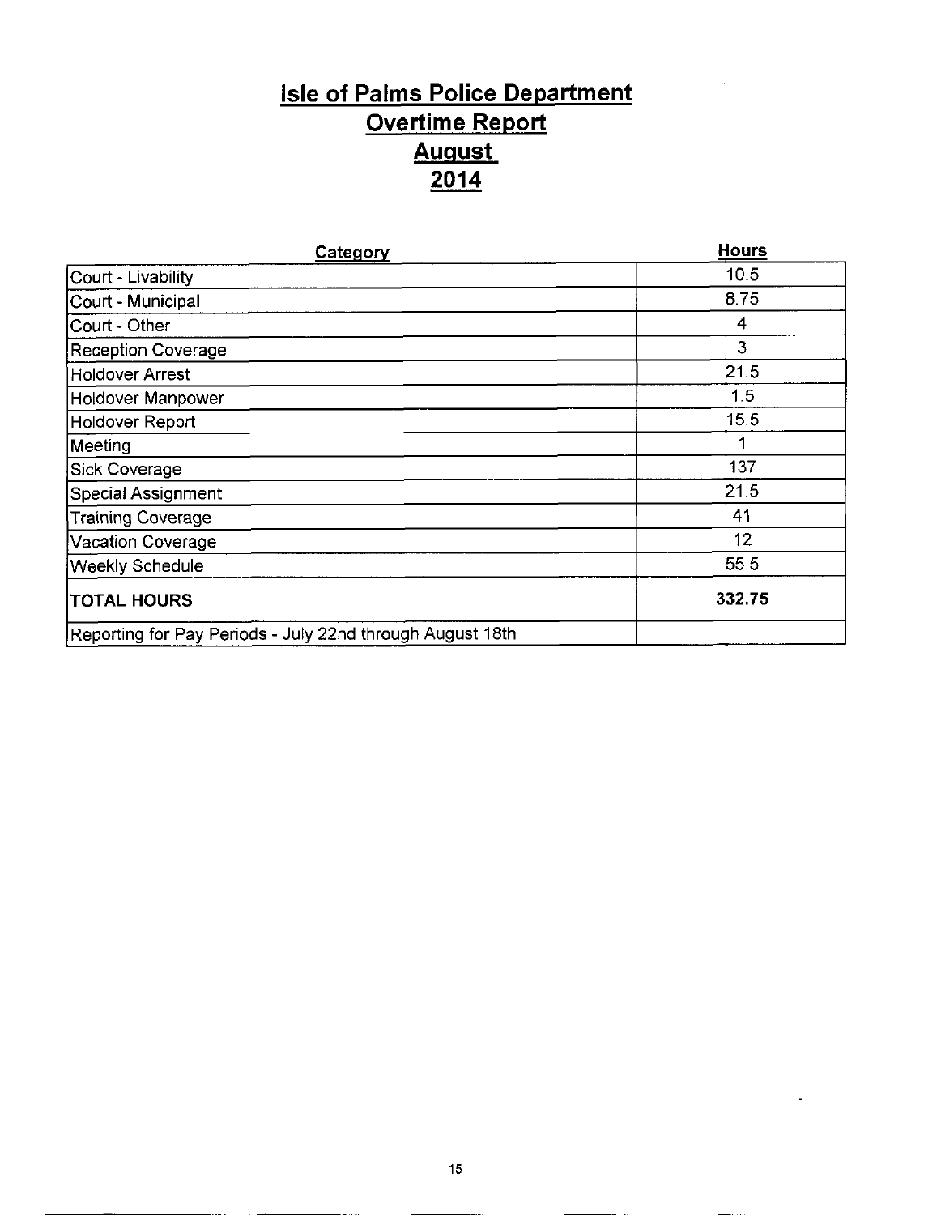# Isle of Palms Police Department
## Overtime Report
## August
## 2014

| Category | Hours |
|---|---|
| Court - Livability | 10.5 |
| Court - Municipal | 8.75 |
| Court - Other | 4 |
| Reception Coverage | 3 |
| Holdover Arrest | 21.5 |
| Holdover Manpower | 1.5 |
| Holdover Report | 15.5 |
| Meeting | 1 |
| Sick Coverage | 137 |
| Special Assignment | 21.5 |
| Training Coverage | 41 |
| Vacation Coverage | 12 |
| Weekly Schedule | 55.5 |
| **TOTAL HOURS** | **332.75** |
| Reporting for Pay Periods - July 22nd through August 18th | |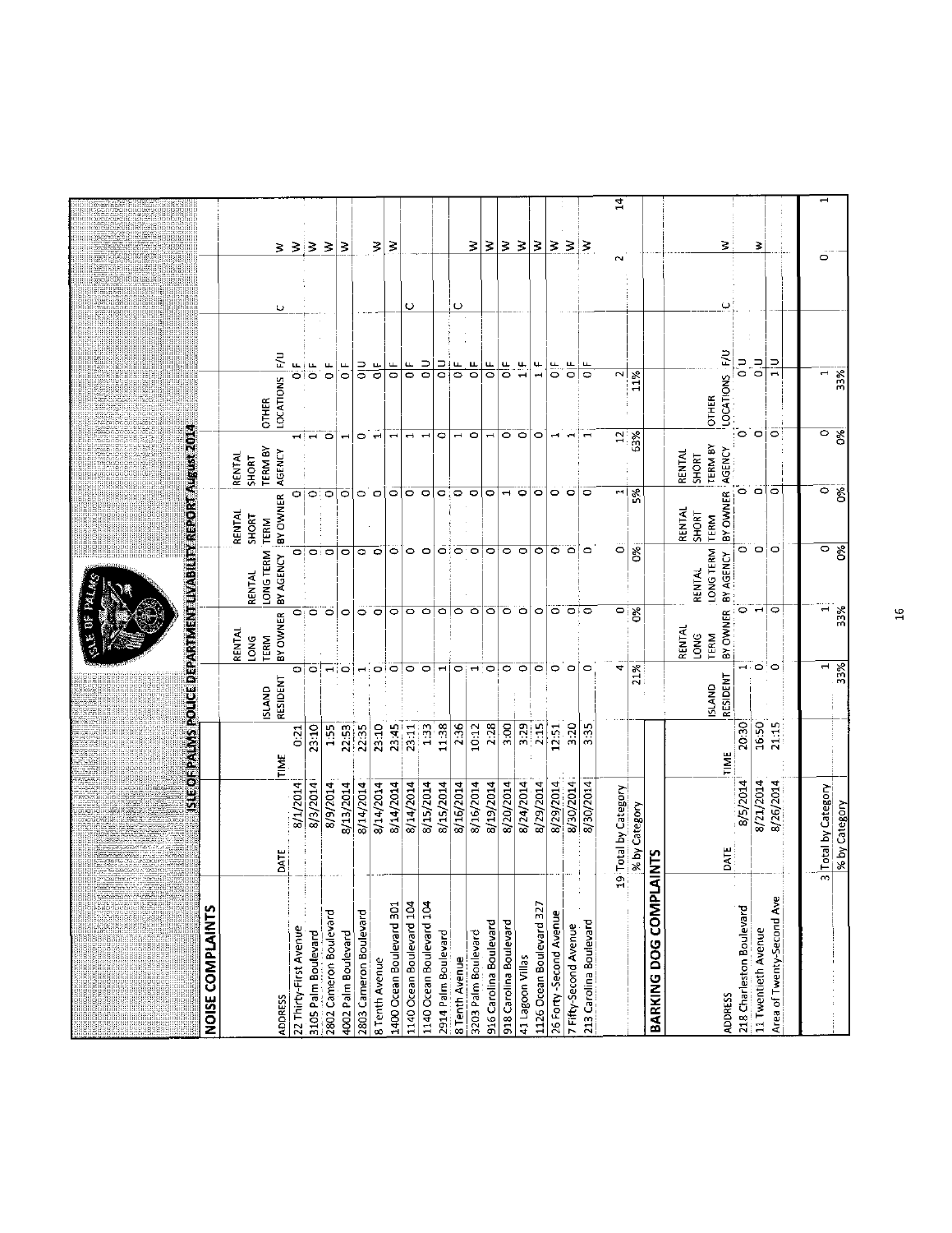# ISLE OF PALMS POLICE DEPARTMENT LIVABILITY REPORT August 2014

## NOISE COMPLAINTS

| ADDRESS | DATE | TIME | ISLAND RESIDENT | RENTAL LONG TERM BY OWNER | RENTAL LONG TERM BY AGENCY | RENTAL SHORT TERM BY OWNER | RENTAL SHORT TERM BY AGENCY | OTHER LOCATIONS | F/U | | |
|---|---|---|---|---|---|---|---|---|---|---|---|
| 22 Thirty-First Avenue | 8/1/2014 | 0:21 | 0 | | 0 | 0 | 1 | 0 | F | C | W |
| 3105 Palm Boulevard | 8/3/2014 | 23:10 | 0 | 0 | 0 | 0 | 1 | 0 | F | | W |
| 2802 Cameron Boulevard | 8/9/2014 | 1:55 | 1 | 0 | 0 | 0 | 0 | 0 | F | | W |
| 4002 Palm Boulevard | 8/13/2014 | 22:53 | 0 | 0 | 0 | 0 | 1 | 0 | F | | W |
| 2803 Cameron Boulevard | 8/14/2014 | 22:35 | 1 | 0 | 0 | 0 | 0 | 0 | U | | |
| 8 Tenth Avenue | 8/14/2014 | 23:10 | 0 | 0 | 0 | 0 | 1 | 0 | F | | W |
| 1400 Ocean Boulevard 301 | 8/14/2014 | 23:45 | 0 | 0 | 0 | 0 | 1 | 0 | F | | W |
| 1140 Ocean Boulevard 104 | 8/14/2014 | 23:11 | 0 | 0 | 0 | 0 | 1 | 0 | F | C | |
| 1140 Ocean Boulevard 104 | 8/15/2014 | 1:33 | 0 | 0 | 0 | 0 | 1 | 0 | U | | |
| 2914 Palm Boulevard | 8/15/2014 | 11:38 | 1 | 0 | 0 | 0 | 0 | 0 | U | | |
| 8 Tenth Avenue | 8/16/2014 | 2:36 | 0 | 0 | 0 | 0 | 1 | 0 | F | C | |
| 3203 Palm Boulevard | 8/16/2014 | 10:12 | 1 | 0 | 0 | 0 | 0 | 0 | F | | W |
| 916 Carolina Boulevard | 8/19/2014 | 2:28 | 0 | 0 | 0 | 0 | 1 | 0 | F | | W |
| 918 Carolina Boulevard | 8/20/2014 | 3:00 | 0 | 0 | 0 | 1 | 0 | 0 | F | | W |
| 41 Lagoon Villas | 8/24/2014 | 3:29 | 0 | 0 | 0 | 0 | 0 | 1 | F | | W |
| 1126 Ocean Boulevard 327 | 8/29/2014 | 2:15 | 0 | 0 | 0 | 0 | 0 | 1 | F | | W |
| 26 Forty-Second Avenue | 8/29/2014 | 12:51 | 0 | 0 | 0 | 0 | 1 | 0 | F | | W |
| 7 Fifty-Second Avenue | 8/30/2014 | 3:20 | 0 | 0 | 0 | 0 | 1 | 0 | F | | W |
| 213 Carolina Boulevard | 8/30/2014 | 3:35 | 0 | 0 | 0 | 0 | 1 | 0 | F | | W |
| 19 | Total by Category | | 4 | 0 | 0 | 1 | 12 | 2 | | 2 | 14 |
| | % by Category | | 21% | 0% | 0% | 5% | 63% | 11% | | | |

## BARKING DOG COMPLAINTS

| ADDRESS | DATE | TIME | ISLAND RESIDENT | RENTAL LONG TERM BY OWNER | RENTAL LONG TERM BY AGENCY | RENTAL SHORT TERM BY OWNER | RENTAL SHORT TERM BY AGENCY | OTHER LOCATIONS | F/U | | |
|---|---|---|---|---|---|---|---|---|---|---|---|
| 218 Charleston Boulevard | 8/5/2014 | 20:30 | 1 | 0 | 0 | 0 | 0 | 0 | U | C | W |
| 11 Twentieth Avenue | 8/21/2014 | 16:50 | 0 | 1 | 0 | 0 | 0 | 0 | U | | W |
| Area of Twenty-Second Ave | 8/26/2014 | 21:15 | 0 | 0 | 0 | 0 | 0 | 1 | U | | |
| 3 | Total by Category | | 1 | 1 | 0 | 0 | 0 | 1 | | 0 | 1 |
| | % by Category | | 33% | 33% | 0% | 0% | 0% | 33% | | | |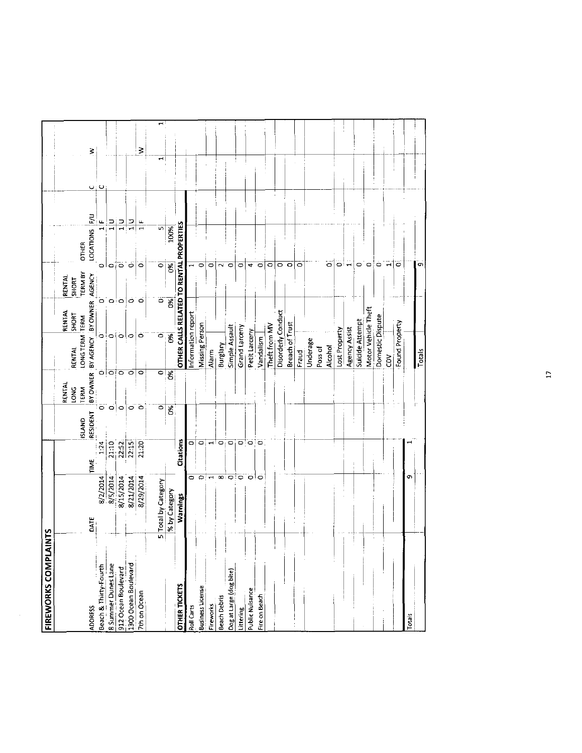# FIREWORKS COMPLAINTS

| ADDRESS | DATE | TIME | ISLAND RESIDENT | RENTAL LONG TERM BY OWNER | RENTAL LONG TERM BY AGENCY | RENTAL SHORT TERM BY OWNER | RENTAL SHORT TERM BY AGENCY | OTHER LOCATIONS | F/U | C | W |
|---|---|---|---|---|---|---|---|---|---|---|---|
| Beach & Thirty-Fourth | 8/2/2014 | 1:24 | 0 | 0 | 0 | 0 | 0 | 1 | F | C | W |
| 8 Summer Dunes Lane | 8/5/2014 | 21:10 | 0 | 0 | 0 | 0 | 0 | 1 | U | | |
| 912 Ocean Boulevard | 8/15/2014 | 22:52 | 0 | 0 | 0 | 0 | 0 | 1 | U | | |
| 1300 Ocean Boulevard | 8/21/2014 | 22:15 | 0 | 0 | 0 | 0 | 0 | 1 | U | | |
| 7th on Ocean | 8/29/2014 | 21:20 | 0 | 0 | 0 | 0 | 0 | 1 | F | | W |
| 5 | Total by Category | | 0 | 0 | 0 | 0 | 0 | 5 | | 1 | 1 |
| | % by Category | | 0% | 0% | 0% | 0% | 0% | 100% | | | |

| OTHER TICKETS | Warnings | Citations |
|---|---|---|
| Roll Carts | 0 | 0 |
| Business License | 0 | 0 |
| Fireworks | 1 | 1 |
| Beach Debris | 8 | 0 |
| Dog at Large (dog bite) | 0 | 0 |
| Littering | 0 | 0 |
| Public Nuisance | 0 | 0 |
| Fire on Beach | 0 | 0 |
| Totals | 9 | 1 |

| OTHER CALLS RELATED TO RENTAL PROPERTIES | |
|---|---|
| Information report | 1 |
| Missing Person | 0 |
| Alarm | 0 |
| Burglary | 2 |
| Simple Assault | 0 |
| Grand Larceny | 0 |
| Petit Larceny | 4 |
| Vandalism | 0 |
| Theft from MV | 0 |
| Disorderly Conduct | 0 |
| Breach of Trust | 0 |
| Fraud | 0 |
| Underage Poss of Alcohol | 0 |
| Lost Property | 0 |
| Agency Assist | 1 |
| Suicide Attempt | 0 |
| Motor Vehicle Theft | 0 |
| Domestic Dispute | 0 |
| CDV | 1 |
| Found Property | 0 |
| Totals | 9 |